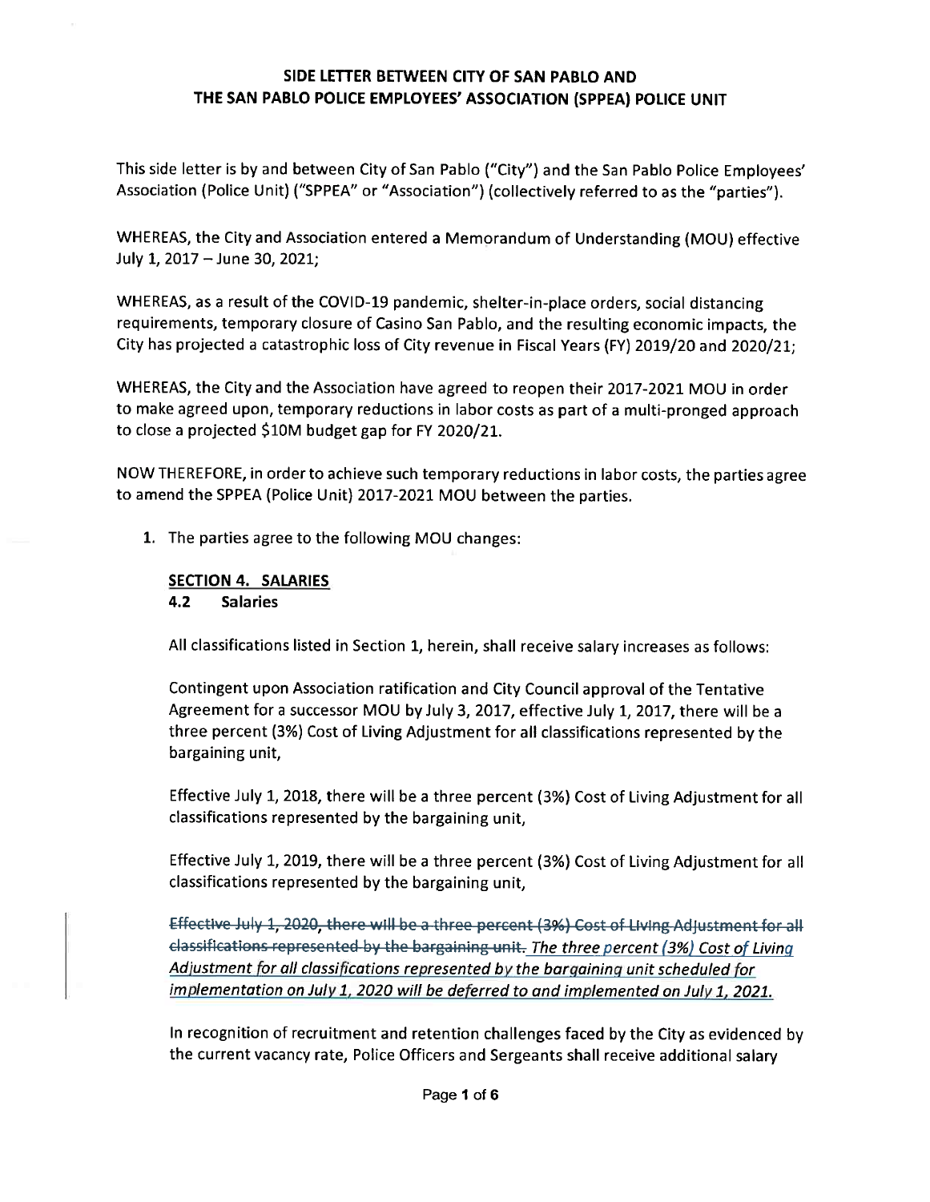# SIDE LETTER BETWEEN CITY OF SAN PABLO AND THE SAN PABLO POLICE EMPLOYEES' ASSOCIATION (SPPEA) POLICE UNIT

This side letter is by and between City of San Pablo ("City") and the San Pablo Police Employees' Association (Police Unit) ("SPPEA" or "Association") (collectively referred to as the "parties").

WHEREAS, the City and Association entered a Memorandum of Understanding (MOU) effective July 1, 2017 – June 30, 2021;

WHEREAS, as a result of the COVID-19 pandemic, shelter-in-place orders, social distancing requirements, temporary closure of Casino San Pablo, and the resulting economic impacts, the City has projected a catastrophic loss of City revenue in Fiscal Years (FY) 2019/20 and 2020/21;

WHEREAS, the City and the Association have agreed to reopen their 2017-2021 MOU in order to make agreed upon, temporary reductions in labor costs as part of a multi-pronged approach to close a projected $10M budget gap for FY 2020/21.

NOW THEREFORE, in order to achieve such temporary reductions in labor costs, the parties agree to amend the SPPEA (Police Unit) 2017-2021 MOU between the parties.

1. The parties agree to the following MOU changes:

   **SECTION 4. SALARIES**

   **4.2 Salaries**

   All classifications listed in Section 1, herein, shall receive salary increases as follows:

   Contingent upon Association ratification and City Council approval of the Tentative Agreement for a successor MOU by July 3, 2017, effective July 1, 2017, there will be a three percent (3%) Cost of Living Adjustment for all classifications represented by the bargaining unit,

   Effective July 1, 2018, there will be a three percent (3%) Cost of Living Adjustment for all classifications represented by the bargaining unit,

   Effective July 1, 2019, there will be a three percent (3%) Cost of Living Adjustment for all classifications represented by the bargaining unit,

   ~~Effective July 1, 2020, there will be a three percent (3%) Cost of Living Adjustment for all classifications represented by the bargaining unit.~~ *<u>The three percent (3%) Cost of Living Adjustment for all classifications represented by the bargaining unit scheduled for implementation on July 1, 2020 will be deferred to and implemented on July 1, 2021.</u>*

   In recognition of recruitment and retention challenges faced by the City as evidenced by the current vacancy rate, Police Officers and Sergeants shall receive additional salary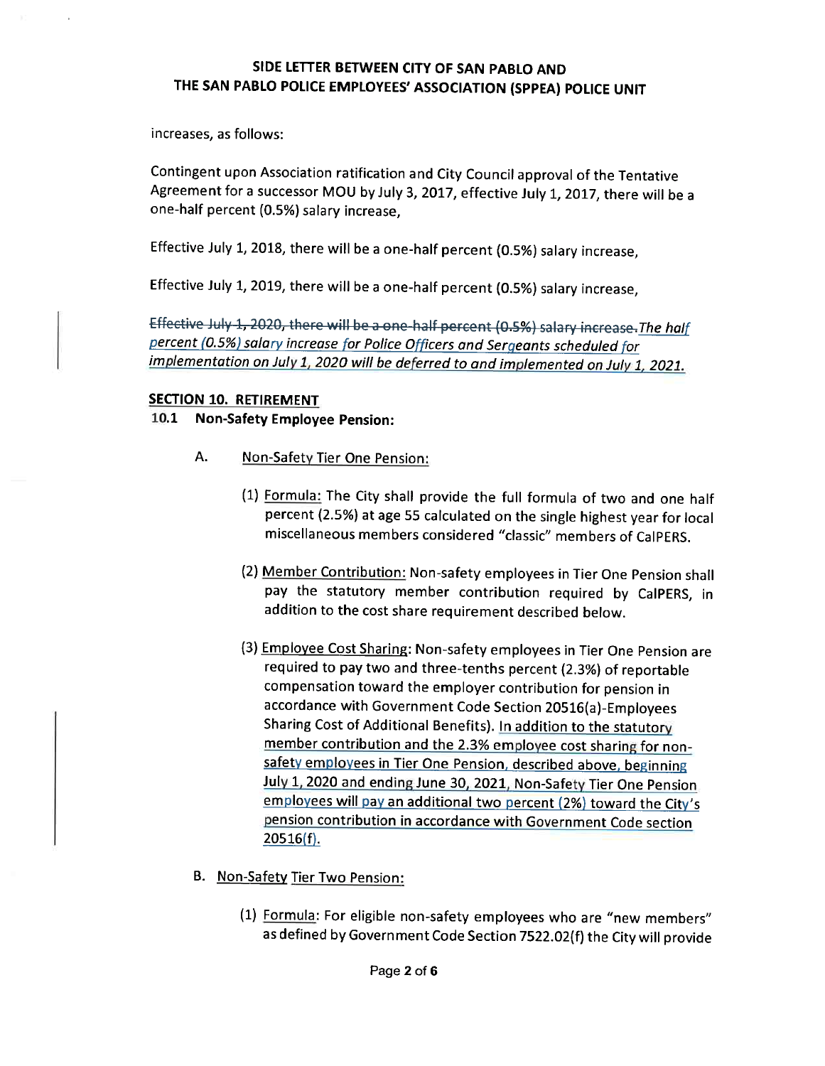increases, as follows:

Contingent upon Association ratification and City Council approval of the Tentative Agreement for a successor MOU by July 3, 2017, effective July 1, 2017, there will be a one-half percent (0.5%) salary increase,

Effective July 1, 2018, there will be a one-half percent (0.5%) salary increase,

Effective July 1, 2019, there will be a one-half percent (0.5%) salary increase,

~~Effective July 1, 2020, there will be a one-half percent (0.5%) salary increase.~~ *The half percent (0.5%) salary increase for Police Officers and Sergeants scheduled for implementation on July 1, 2020 will be deferred to and implemented on July 1, 2021.*

**SECTION 10. RETIREMENT**

**10.1 Non-Safety Employee Pension:**

A. Non-Safety Tier One Pension:

(1) Formula: The City shall provide the full formula of two and one half percent (2.5%) at age 55 calculated on the single highest year for local miscellaneous members considered "classic" members of CalPERS.

(2) Member Contribution: Non-safety employees in Tier One Pension shall pay the statutory member contribution required by CalPERS, in addition to the cost share requirement described below.

(3) Employee Cost Sharing: Non-safety employees in Tier One Pension are required to pay two and three-tenths percent (2.3%) of reportable compensation toward the employer contribution for pension in accordance with Government Code Section 20516(a)-Employees Sharing Cost of Additional Benefits). In addition to the statutory member contribution and the 2.3% employee cost sharing for non-safety employees in Tier One Pension, described above, beginning July 1, 2020 and ending June 30, 2021, Non-Safety Tier One Pension employees will pay an additional two percent (2%) toward the City's pension contribution in accordance with Government Code section 20516(f).

B. Non-Safety Tier Two Pension:

(1) Formula: For eligible non-safety employees who are "new members" as defined by Government Code Section 7522.02(f) the City will provide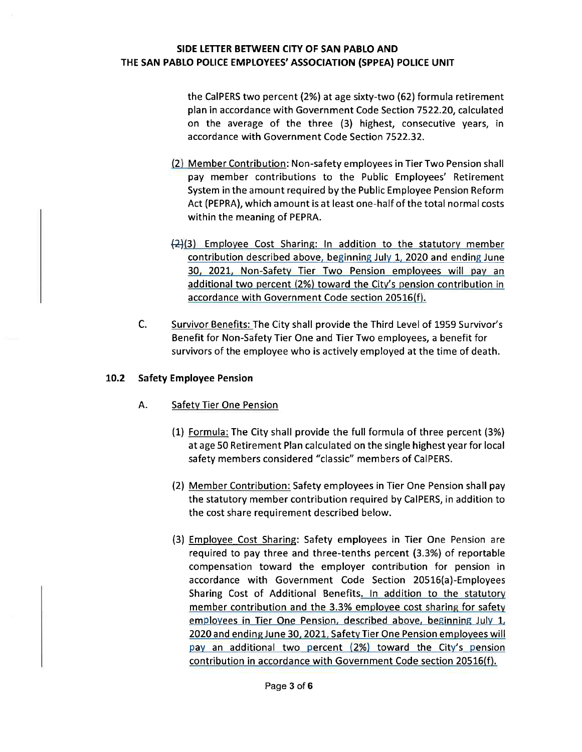the CalPERS two percent (2%) at age sixty-two (62) formula retirement plan in accordance with Government Code Section 7522.20, calculated on the average of the three (3) highest, consecutive years, in accordance with Government Code Section 7522.32.

(2) Member Contribution: Non-safety employees in Tier Two Pension shall pay member contributions to the Public Employees' Retirement System in the amount required by the Public Employee Pension Reform Act (PEPRA), which amount is at least one-half of the total normal costs within the meaning of PEPRA.

~~(2)~~(3) Employee Cost Sharing: In addition to the statutory member contribution described above, beginning July 1, 2020 and ending June 30, 2021, Non-Safety Tier Two Pension employees will pay an additional two percent (2%) toward the City's pension contribution in accordance with Government Code section 20516(f).

C. Survivor Benefits: The City shall provide the Third Level of 1959 Survivor's Benefit for Non-Safety Tier One and Tier Two employees, a benefit for survivors of the employee who is actively employed at the time of death.

## 10.2 Safety Employee Pension

A. Safety Tier One Pension

(1) Formula: The City shall provide the full formula of three percent (3%) at age 50 Retirement Plan calculated on the single highest year for local safety members considered "classic" members of CalPERS.

(2) Member Contribution: Safety employees in Tier One Pension shall pay the statutory member contribution required by CalPERS, in addition to the cost share requirement described below.

(3) Employee Cost Sharing: Safety employees in Tier One Pension are required to pay three and three-tenths percent (3.3%) of reportable compensation toward the employer contribution for pension in accordance with Government Code Section 20516(a)-Employees Sharing Cost of Additional Benefits. In addition to the statutory member contribution and the 3.3% employee cost sharing for safety employees in Tier One Pension, described above, beginning July 1, 2020 and ending June 30, 2021, Safety Tier One Pension employees will pay an additional two percent (2%) toward the City's pension contribution in accordance with Government Code section 20516(f).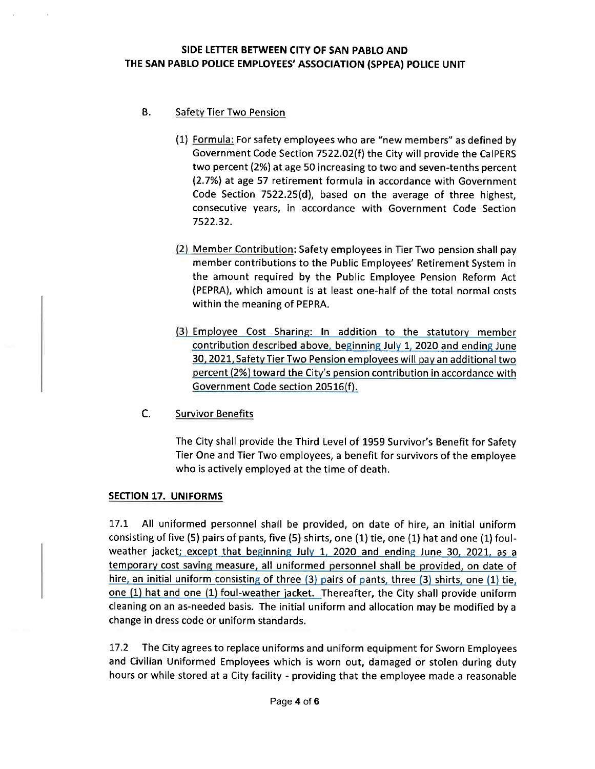# SIDE LETTER BETWEEN CITY OF SAN PABLO AND THE SAN PABLO POLICE EMPLOYEES' ASSOCIATION (SPPEA) POLICE UNIT

B. Safety Tier Two Pension

(1) Formula: For safety employees who are "new members" as defined by Government Code Section 7522.02(f) the City will provide the CalPERS two percent (2%) at age 50 increasing to two and seven-tenths percent (2.7%) at age 57 retirement formula in accordance with Government Code Section 7522.25(d), based on the average of three highest, consecutive years, in accordance with Government Code Section 7522.32.

(2) Member Contribution: Safety employees in Tier Two pension shall pay member contributions to the Public Employees' Retirement System in the amount required by the Public Employee Pension Reform Act (PEPRA), which amount is at least one-half of the total normal costs within the meaning of PEPRA.

(3) Employee Cost Sharing: In addition to the statutory member contribution described above, beginning July 1, 2020 and ending June 30, 2021, Safety Tier Two Pension employees will pay an additional two percent (2%) toward the City's pension contribution in accordance with Government Code section 20516(f).

C. Survivor Benefits

The City shall provide the Third Level of 1959 Survivor's Benefit for Safety Tier One and Tier Two employees, a benefit for survivors of the employee who is actively employed at the time of death.

## SECTION 17. UNIFORMS

17.1 All uniformed personnel shall be provided, on date of hire, an initial uniform consisting of five (5) pairs of pants, five (5) shirts, one (1) tie, one (1) hat and one (1) foul-weather jacket; except that beginning July 1, 2020 and ending June 30, 2021, as a temporary cost saving measure, all uniformed personnel shall be provided, on date of hire, an initial uniform consisting of three (3) pairs of pants, three (3) shirts, one (1) tie, one (1) hat and one (1) foul-weather jacket. Thereafter, the City shall provide uniform cleaning on an as-needed basis. The initial uniform and allocation may be modified by a change in dress code or uniform standards.

17.2 The City agrees to replace uniforms and uniform equipment for Sworn Employees and Civilian Uniformed Employees which is worn out, damaged or stolen during duty hours or while stored at a City facility - providing that the employee made a reasonable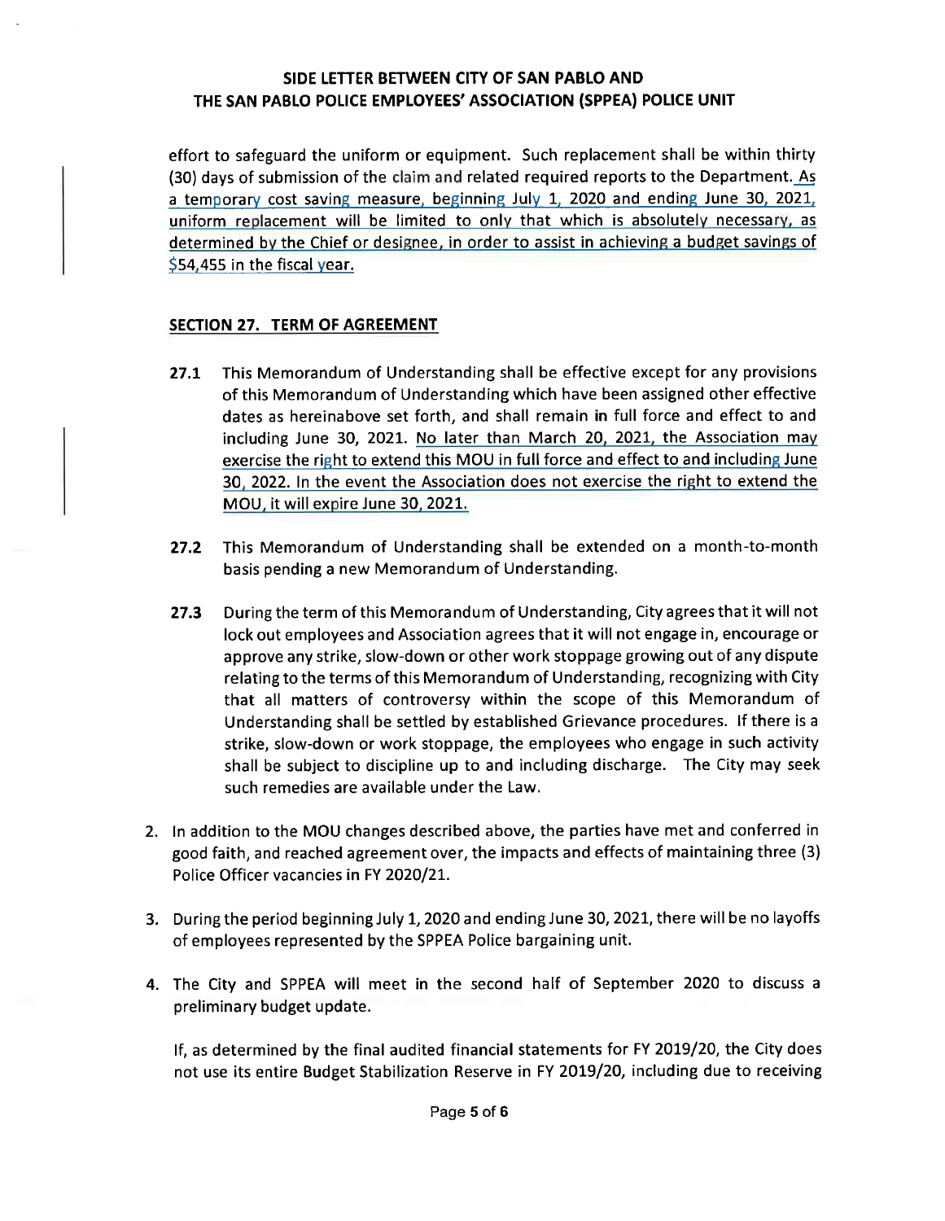effort to safeguard the uniform or equipment. Such replacement shall be within thirty (30) days of submission of the claim and related required reports to the Department. As a temporary cost saving measure, beginning July 1, 2020 and ending June 30, 2021, uniform replacement will be limited to only that which is absolutely necessary, as determined by the Chief or designee, in order to assist in achieving a budget savings of $54,455 in the fiscal year.

**SECTION 27. TERM OF AGREEMENT**

**27.1** This Memorandum of Understanding shall be effective except for any provisions of this Memorandum of Understanding which have been assigned other effective dates as hereinabove set forth, and shall remain in full force and effect to and including June 30, 2021. No later than March 20, 2021, the Association may exercise the right to extend this MOU in full force and effect to and including June 30, 2022. In the event the Association does not exercise the right to extend the MOU, it will expire June 30, 2021.

**27.2** This Memorandum of Understanding shall be extended on a month-to-month basis pending a new Memorandum of Understanding.

**27.3** During the term of this Memorandum of Understanding, City agrees that it will not lock out employees and Association agrees that it will not engage in, encourage or approve any strike, slow-down or other work stoppage growing out of any dispute relating to the terms of this Memorandum of Understanding, recognizing with City that all matters of controversy within the scope of this Memorandum of Understanding shall be settled by established Grievance procedures. If there is a strike, slow-down or work stoppage, the employees who engage in such activity shall be subject to discipline up to and including discharge. The City may seek such remedies are available under the Law.

2. In addition to the MOU changes described above, the parties have met and conferred in good faith, and reached agreement over, the impacts and effects of maintaining three (3) Police Officer vacancies in FY 2020/21.

3. During the period beginning July 1, 2020 and ending June 30, 2021, there will be no layoffs of employees represented by the SPPEA Police bargaining unit.

4. The City and SPPEA will meet in the second half of September 2020 to discuss a preliminary budget update.

   If, as determined by the final audited financial statements for FY 2019/20, the City does not use its entire Budget Stabilization Reserve in FY 2019/20, including due to receiving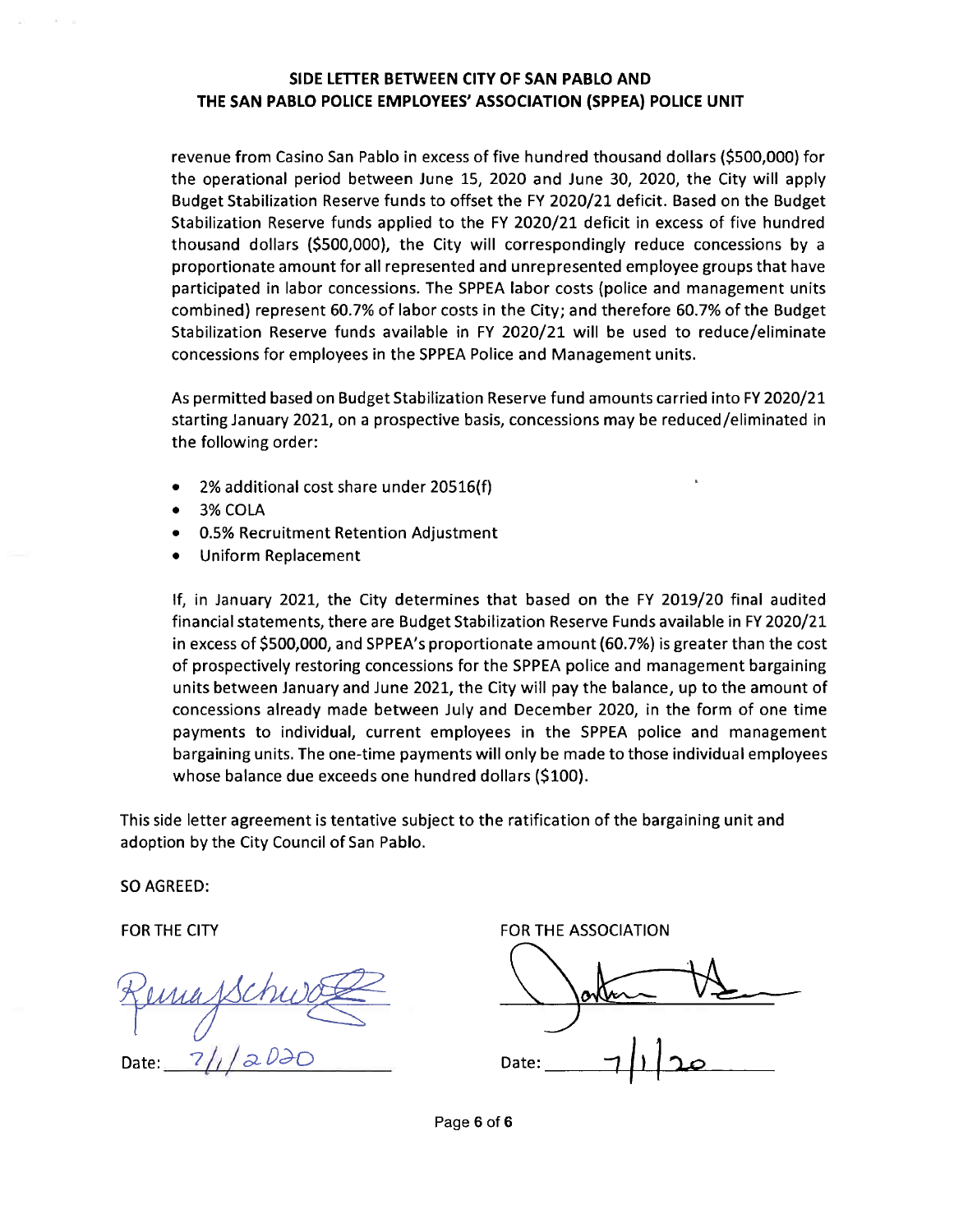revenue from Casino San Pablo in excess of five hundred thousand dollars ($500,000) for the operational period between June 15, 2020 and June 30, 2020, the City will apply Budget Stabilization Reserve funds to offset the FY 2020/21 deficit. Based on the Budget Stabilization Reserve funds applied to the FY 2020/21 deficit in excess of five hundred thousand dollars ($500,000), the City will correspondingly reduce concessions by a proportionate amount for all represented and unrepresented employee groups that have participated in labor concessions. The SPPEA labor costs (police and management units combined) represent 60.7% of labor costs in the City; and therefore 60.7% of the Budget Stabilization Reserve funds available in FY 2020/21 will be used to reduce/eliminate concessions for employees in the SPPEA Police and Management units.

As permitted based on Budget Stabilization Reserve fund amounts carried into FY 2020/21 starting January 2021, on a prospective basis, concessions may be reduced/eliminated in the following order:

- 2% additional cost share under 20516(f)
- 3% COLA
- 0.5% Recruitment Retention Adjustment
- Uniform Replacement

If, in January 2021, the City determines that based on the FY 2019/20 final audited financial statements, there are Budget Stabilization Reserve Funds available in FY 2020/21 in excess of $500,000, and SPPEA's proportionate amount (60.7%) is greater than the cost of prospectively restoring concessions for the SPPEA police and management bargaining units between January and June 2021, the City will pay the balance, up to the amount of concessions already made between July and December 2020, in the form of one time payments to individual, current employees in the SPPEA police and management bargaining units. The one-time payments will only be made to those individual employees whose balance due exceeds one hundred dollars ($100).

This side letter agreement is tentative subject to the ratification of the bargaining unit and adoption by the City Council of San Pablo.

SO AGREED:

FOR THE CITY

Date: 7/1/2020

FOR THE ASSOCIATION

Date: 7/1/20